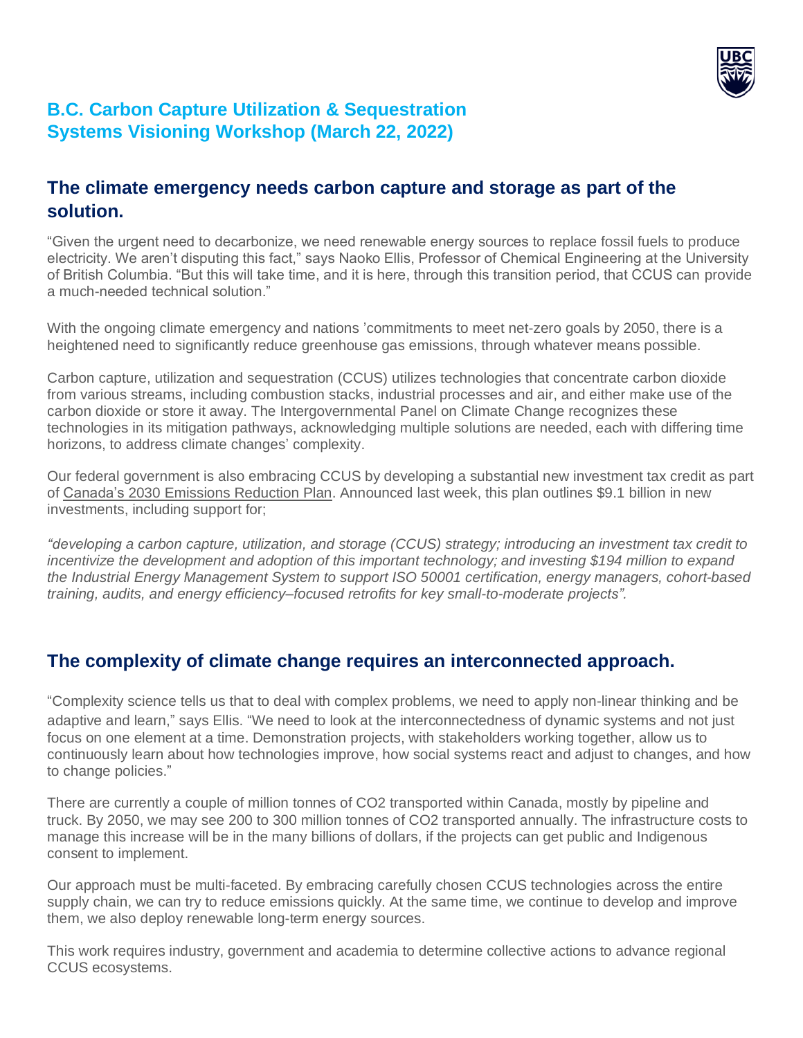# B.C. Carbon Capture Utilization & Sequestration Systems Visioning Workshop (March 22, 2022)

## The climate emergency needs carbon capture and storage as part of the solution.

“Given the urgent need to decarbonize, we need renewable energy sources to replace fossil fuels to produce electricity. We aren’t disputing this fact,” says Naoko Ellis, Professor of Chemical Engineering at the University of British Columbia. “But this will take time, and it is here, through this transition period, that CCUS can provide a much-needed technical solution.”

With the ongoing climate emergency and nations ’commitments to meet net-zero goals by 2050, there is a heightened need to significantly reduce greenhouse gas emissions, through whatever means possible.

Carbon capture, utilization and sequestration (CCUS) utilizes technologies that concentrate carbon dioxide from various streams, including combustion stacks, industrial processes and air, and either make use of the carbon dioxide or store it away. The Intergovernmental Panel on Climate Change recognizes these technologies in its mitigation pathways, acknowledging multiple solutions are needed, each with differing time horizons, to address climate changes’ complexity.

Our federal government is also embracing CCUS by developing a substantial new investment tax credit as part of Canada’s 2030 Emissions Reduction Plan. Announced last week, this plan outlines $9.1 billion in new investments, including support for;

*“developing a carbon capture, utilization, and storage (CCUS) strategy; introducing an investment tax credit to incentivize the development and adoption of this important technology; and investing $194 million to expand the Industrial Energy Management System to support ISO 50001 certification, energy managers, cohort-based training, audits, and energy efficiency–focused retrofits for key small-to-moderate projects”.*

## The complexity of climate change requires an interconnected approach.

“Complexity science tells us that to deal with complex problems, we need to apply non-linear thinking and be adaptive and learn,” says Ellis. “We need to look at the interconnectedness of dynamic systems and not just focus on one element at a time. Demonstration projects, with stakeholders working together, allow us to continuously learn about how technologies improve, how social systems react and adjust to changes, and how to change policies.”

There are currently a couple of million tonnes of $CO_2$ transported within Canada, mostly by pipeline and truck. By 2050, we may see 200 to 300 million tonnes of $CO_2$ transported annually. The infrastructure costs to manage this increase will be in the many billions of dollars, if the projects can get public and Indigenous consent to implement.

Our approach must be multi-faceted. By embracing carefully chosen CCUS technologies across the entire supply chain, we can try to reduce emissions quickly. At the same time, we continue to develop and improve them, we also deploy renewable long-term energy sources.

This work requires industry, government and academia to determine collective actions to advance regional CCUS ecosystems.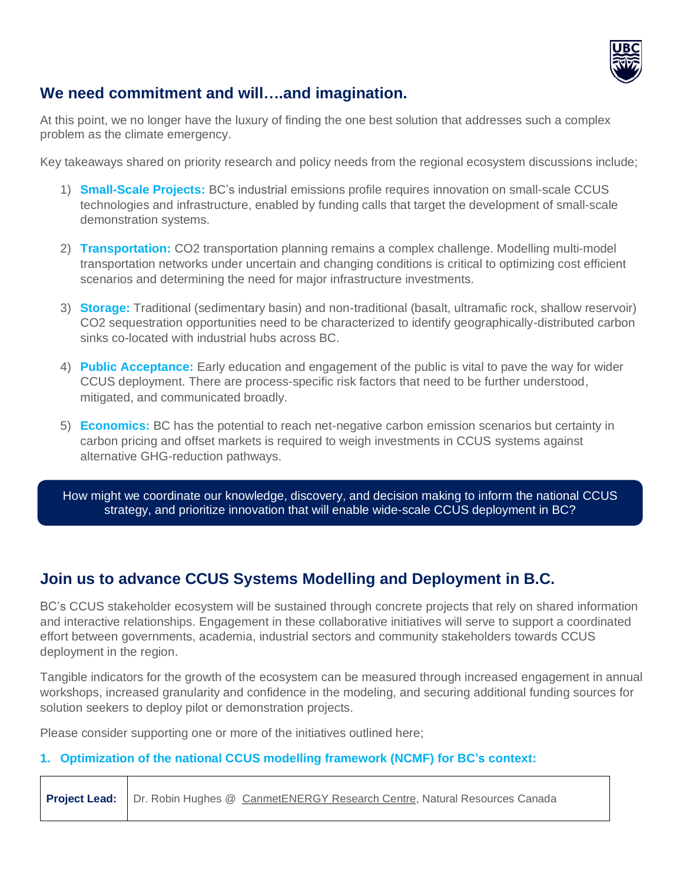## We need commitment and will….and imagination.

At this point, we no longer have the luxury of finding the one best solution that addresses such a complex problem as the climate emergency.

Key takeaways shared on priority research and policy needs from the regional ecosystem discussions include;

1) **Small-Scale Projects:** BC's industrial emissions profile requires innovation on small-scale CCUS technologies and infrastructure, enabled by funding calls that target the development of small-scale demonstration systems.

2) **Transportation:** CO2 transportation planning remains a complex challenge. Modelling multi-model transportation networks under uncertain and changing conditions is critical to optimizing cost efficient scenarios and determining the need for major infrastructure investments.

3) **Storage:** Traditional (sedimentary basin) and non-traditional (basalt, ultramafic rock, shallow reservoir) CO2 sequestration opportunities need to be characterized to identify geographically-distributed carbon sinks co-located with industrial hubs across BC.

4) **Public Acceptance:** Early education and engagement of the public is vital to pave the way for wider CCUS deployment. There are process-specific risk factors that need to be further understood, mitigated, and communicated broadly.

5) **Economics:** BC has the potential to reach net-negative carbon emission scenarios but certainty in carbon pricing and offset markets is required to weigh investments in CCUS systems against alternative GHG-reduction pathways.

How might we coordinate our knowledge, discovery, and decision making to inform the national CCUS strategy, and prioritize innovation that will enable wide-scale CCUS deployment in BC?

## Join us to advance CCUS Systems Modelling and Deployment in B.C.

BC's CCUS stakeholder ecosystem will be sustained through concrete projects that rely on shared information and interactive relationships. Engagement in these collaborative initiatives will serve to support a coordinated effort between governments, academia, industrial sectors and community stakeholders towards CCUS deployment in the region.

Tangible indicators for the growth of the ecosystem can be measured through increased engagement in annual workshops, increased granularity and confidence in the modeling, and securing additional funding sources for solution seekers to deploy pilot or demonstration projects.

Please consider supporting one or more of the initiatives outlined here;

### 1. Optimization of the national CCUS modelling framework (NCMF) for BC's context:

| **Project Lead:** | Dr. Robin Hughes @ CanmetENERGY Research Centre, Natural Resources Canada |
|---|---|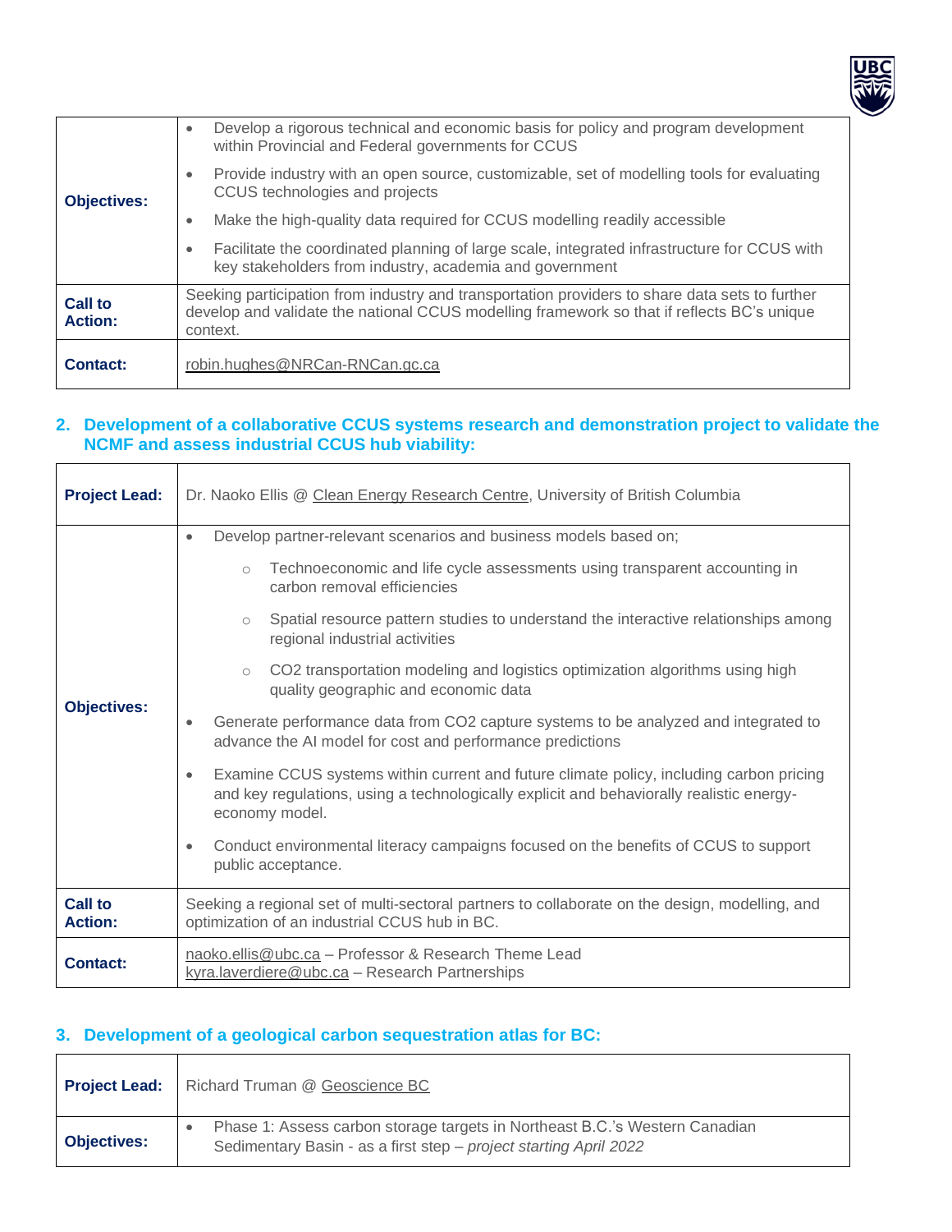| | |
|---|---|
| **Objectives:** | • Develop a rigorous technical and economic basis for policy and program development within Provincial and Federal governments for CCUS<br>• Provide industry with an open source, customizable, set of modelling tools for evaluating CCUS technologies and projects<br>• Make the high-quality data required for CCUS modelling readily accessible<br>• Facilitate the coordinated planning of large scale, integrated infrastructure for CCUS with key stakeholders from industry, academia and government |
| **Call to Action:** | Seeking participation from industry and transportation providers to share data sets to further develop and validate the national CCUS modelling framework so that if reflects BC's unique context. |
| **Contact:** | robin.hughes@NRCan-RNCan.gc.ca |

## 2. Development of a collaborative CCUS systems research and demonstration project to validate the NCMF and assess industrial CCUS hub viability:

| | |
|---|---|
| **Project Lead:** | Dr. Naoko Ellis @ Clean Energy Research Centre, University of British Columbia |
| **Objectives:** | • Develop partner-relevant scenarios and business models based on;<br>&nbsp;&nbsp;&nbsp;&nbsp;○ Technoeconomic and life cycle assessments using transparent accounting in carbon removal efficiencies<br>&nbsp;&nbsp;&nbsp;&nbsp;○ Spatial resource pattern studies to understand the interactive relationships among regional industrial activities<br>&nbsp;&nbsp;&nbsp;&nbsp;○ CO2 transportation modeling and logistics optimization algorithms using high quality geographic and economic data<br>• Generate performance data from CO2 capture systems to be analyzed and integrated to advance the AI model for cost and performance predictions<br>• Examine CCUS systems within current and future climate policy, including carbon pricing and key regulations, using a technologically explicit and behaviorally realistic energy-economy model.<br>• Conduct environmental literacy campaigns focused on the benefits of CCUS to support public acceptance. |
| **Call to Action:** | Seeking a regional set of multi-sectoral partners to collaborate on the design, modelling, and optimization of an industrial CCUS hub in BC. |
| **Contact:** | naoko.ellis@ubc.ca – Professor & Research Theme Lead<br>kyra.laverdiere@ubc.ca – Research Partnerships |

## 3. Development of a geological carbon sequestration atlas for BC:

| | |
|---|---|
| **Project Lead:** | Richard Truman @ Geoscience BC |
| **Objectives:** | • Phase 1: Assess carbon storage targets in Northeast B.C.'s Western Canadian Sedimentary Basin - as a first step – *project starting April 2022* |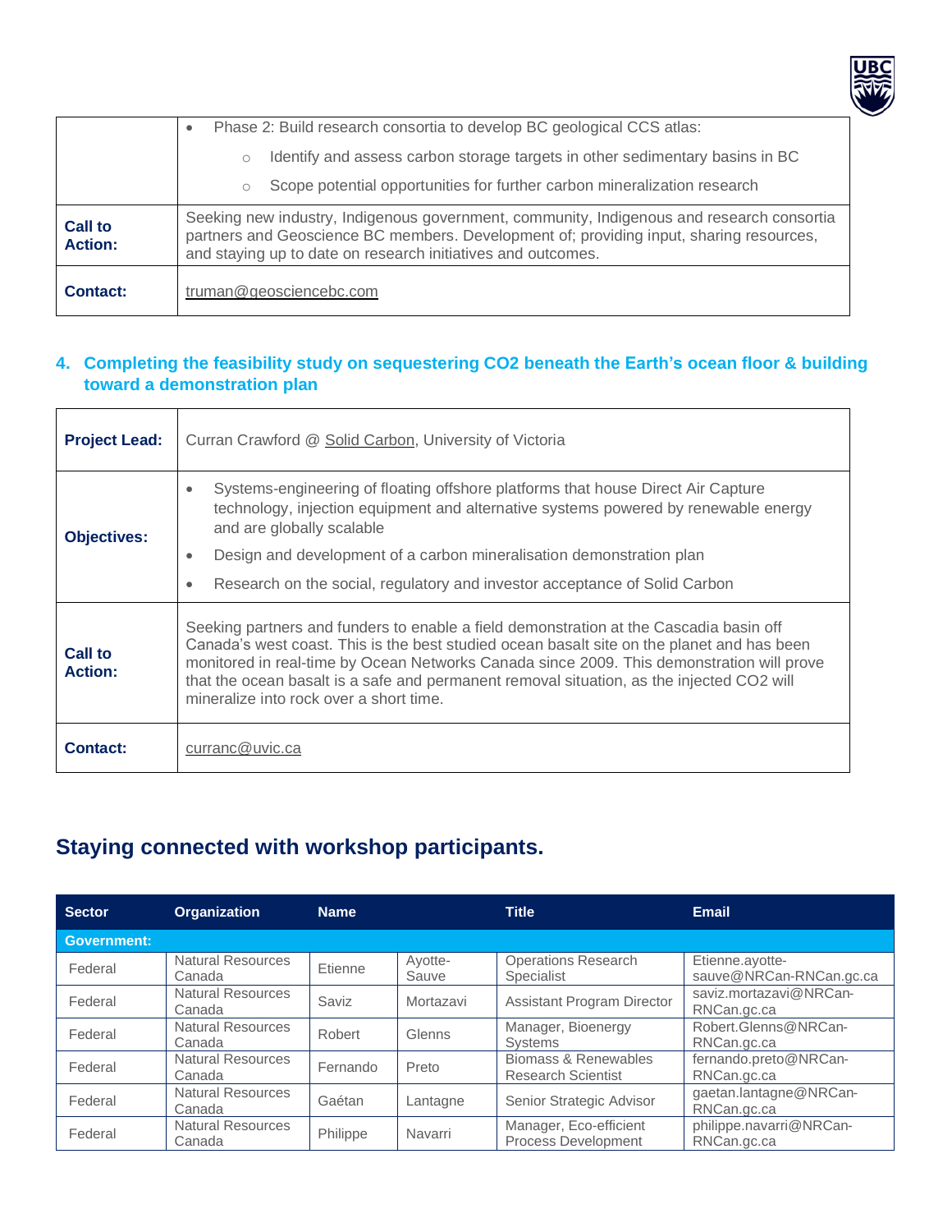| | |
|---|---|
| | • Phase 2: Build research consortia to develop BC geological CCS atlas:<br>○ Identify and assess carbon storage targets in other sedimentary basins in BC<br>○ Scope potential opportunities for further carbon mineralization research |
| **Call to Action:** | Seeking new industry, Indigenous government, community, Indigenous and research consortia partners and Geoscience BC members. Development of; providing input, sharing resources, and staying up to date on research initiatives and outcomes. |
| **Contact:** | truman@geosciencebc.com |

### 4. Completing the feasibility study on sequestering CO2 beneath the Earth's ocean floor & building toward a demonstration plan

| | |
|---|---|
| **Project Lead:** | Curran Crawford @ Solid Carbon, University of Victoria |
| **Objectives:** | • Systems-engineering of floating offshore platforms that house Direct Air Capture technology, injection equipment and alternative systems powered by renewable energy and are globally scalable<br>• Design and development of a carbon mineralisation demonstration plan<br>• Research on the social, regulatory and investor acceptance of Solid Carbon |
| **Call to Action:** | Seeking partners and funders to enable a field demonstration at the Cascadia basin off Canada's west coast. This is the best studied ocean basalt site on the planet and has been monitored in real-time by Ocean Networks Canada since 2009. This demonstration will prove that the ocean basalt is a safe and permanent removal situation, as the injected CO2 will mineralize into rock over a short time. |
| **Contact:** | curranc@uvic.ca |

## Staying connected with workshop participants.

| Sector | Organization | Name | | Title | Email |
|---|---|---|---|---|---|
| **Government:** | | | | | |
| Federal | Natural Resources Canada | Etienne | Ayotte-Sauve | Operations Research Specialist | Etienne.ayotte-sauve@NRCan-RNCan.gc.ca |
| Federal | Natural Resources Canada | Saviz | Mortazavi | Assistant Program Director | saviz.mortazavi@NRCan-RNCan.gc.ca |
| Federal | Natural Resources Canada | Robert | Glenns | Manager, Bioenergy Systems | Robert.Glenns@NRCan-RNCan.gc.ca |
| Federal | Natural Resources Canada | Fernando | Preto | Biomass & Renewables Research Scientist | fernando.preto@NRCan-RNCan.gc.ca |
| Federal | Natural Resources Canada | Gaétan | Lantagne | Senior Strategic Advisor | gaetan.lantagne@NRCan-RNCan.gc.ca |
| Federal | Natural Resources Canada | Philippe | Navarri | Manager, Eco-efficient Process Development | philippe.navarri@NRCan-RNCan.gc.ca |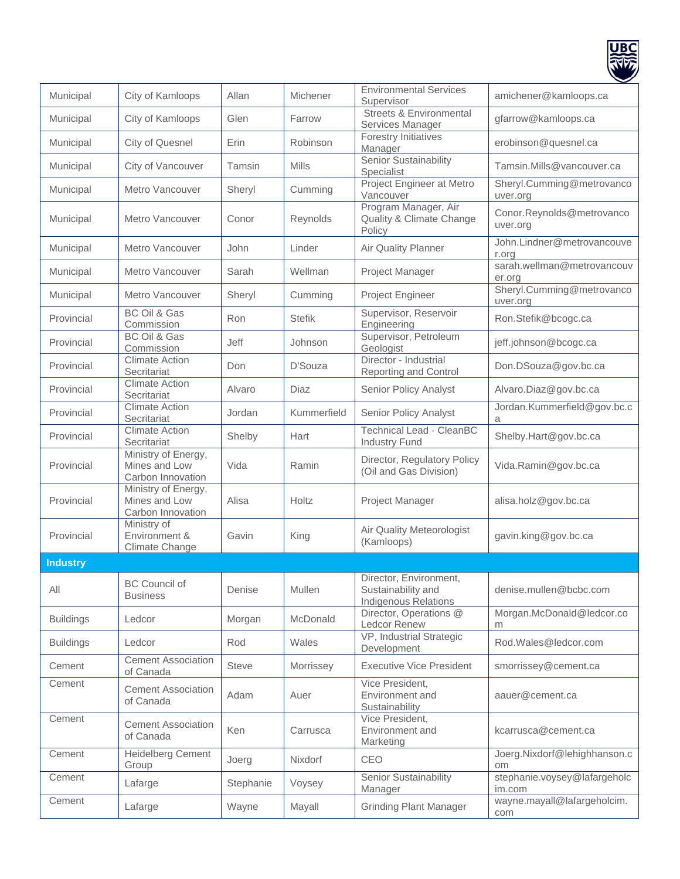| Municipal | City of Kamloops | Allan | Michener | Environmental Services Supervisor | amichener@kamloops.ca |
|---|---|---|---|---|---|
| Municipal | City of Kamloops | Glen | Farrow | Streets & Environmental Services Manager | gfarrow@kamloops.ca |
| Municipal | City of Quesnel | Erin | Robinson | Forestry Initiatives Manager | erobinson@quesnel.ca |
| Municipal | City of Vancouver | Tamsin | Mills | Senior Sustainability Specialist | Tamsin.Mills@vancouver.ca |
| Municipal | Metro Vancouver | Sheryl | Cumming | Project Engineer at Metro Vancouver | Sheryl.Cumming@metrovancouver.org |
| Municipal | Metro Vancouver | Conor | Reynolds | Program Manager, Air Quality & Climate Change Policy | Conor.Reynolds@metrovancouver.org |
| Municipal | Metro Vancouver | John | Linder | Air Quality Planner | John.Lindner@metrovancouver.org |
| Municipal | Metro Vancouver | Sarah | Wellman | Project Manager | sarah.wellman@metrovancouver.org |
| Municipal | Metro Vancouver | Sheryl | Cumming | Project Engineer | Sheryl.Cumming@metrovancouver.org |
| Provincial | BC Oil & Gas Commission | Ron | Stefik | Supervisor, Reservoir Engineering | Ron.Stefik@bcogc.ca |
| Provincial | BC Oil & Gas Commission | Jeff | Johnson | Supervisor, Petroleum Geologist | jeff.johnson@bcogc.ca |
| Provincial | Climate Action Secritariat | Don | D'Souza | Director - Industrial Reporting and Control | Don.DSouza@gov.bc.ca |
| Provincial | Climate Action Secritariat | Alvaro | Diaz | Senior Policy Analyst | Alvaro.Diaz@gov.bc.ca |
| Provincial | Climate Action Secritariat | Jordan | Kummerfield | Senior Policy Analyst | Jordan.Kummerfield@gov.bc.ca |
| Provincial | Climate Action Secritariat | Shelby | Hart | Technical Lead - CleanBC Industry Fund | Shelby.Hart@gov.bc.ca |
| Provincial | Ministry of Energy, Mines and Low Carbon Innovation | Vida | Ramin | Director, Regulatory Policy (Oil and Gas Division) | Vida.Ramin@gov.bc.ca |
| Provincial | Ministry of Energy, Mines and Low Carbon Innovation | Alisa | Holtz | Project Manager | alisa.holz@gov.bc.ca |
| Provincial | Ministry of Environment & Climate Change | Gavin | King | Air Quality Meteorologist (Kamloops) | gavin.king@gov.bc.ca |
| **Industry** | | | | | |
| All | BC Council of Business | Denise | Mullen | Director, Environment, Sustainability and Indigenous Relations | denise.mullen@bcbc.com |
| Buildings | Ledcor | Morgan | McDonald | Director, Operations @ Ledcor Renew | Morgan.McDonald@ledcor.com |
| Buildings | Ledcor | Rod | Wales | VP, Industrial Strategic Development | Rod.Wales@ledcor.com |
| Cement | Cement Association of Canada | Steve | Morrissey | Executive Vice President | smorrissey@cement.ca |
| Cement | Cement Association of Canada | Adam | Auer | Vice President, Environment and Sustainability | aauer@cement.ca |
| Cement | Cement Association of Canada | Ken | Carrusca | Vice President, Environment and Marketing | kcarrusca@cement.ca |
| Cement | Heidelberg Cement Group | Joerg | Nixdorf | CEO | Joerg.Nixdorf@lehighhanson.com |
| Cement | Lafarge | Stephanie | Voysey | Senior Sustainability Manager | stephanie.voysey@lafargeholcim.com |
| Cement | Lafarge | Wayne | Mayall | Grinding Plant Manager | wayne.mayall@lafargeholcim.com |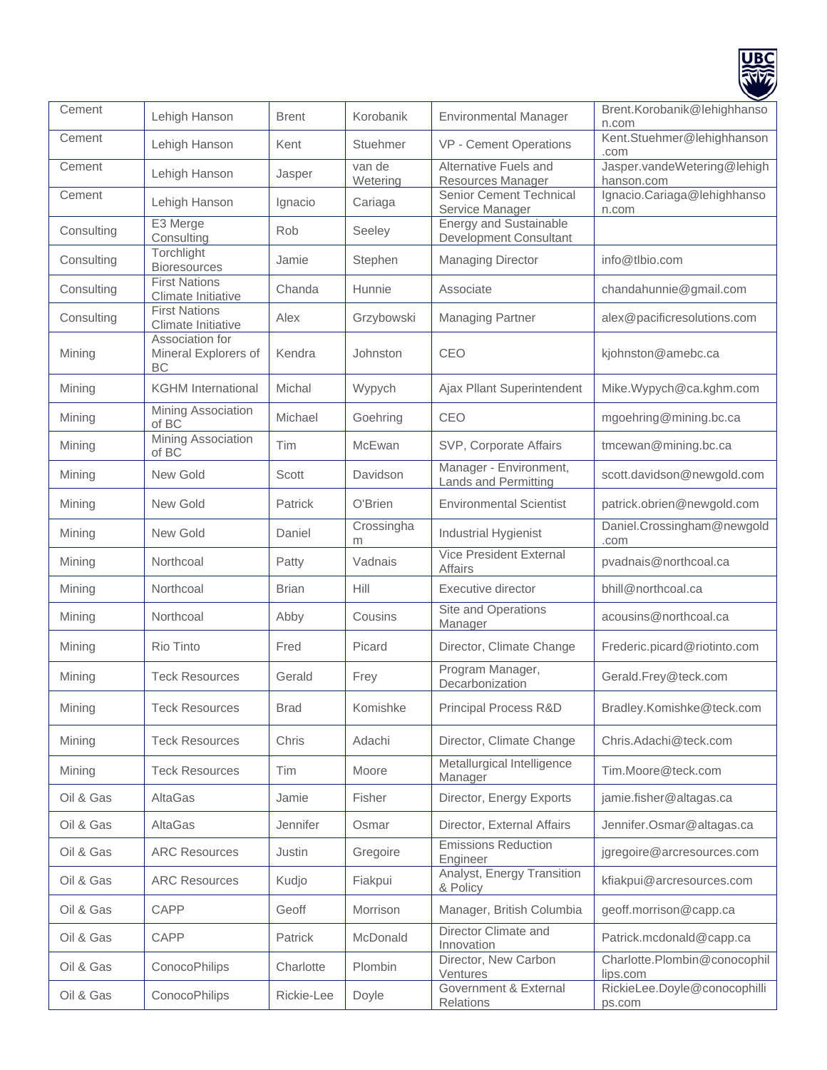| Cement | Lehigh Hanson | Brent | Korobanik | Environmental Manager | Brent.Korobanik@lehighhanson.com |
|---|---|---|---|---|---|
| Cement | Lehigh Hanson | Kent | Stuehmer | VP - Cement Operations | Kent.Stuehmer@lehighhanson.com |
| Cement | Lehigh Hanson | Jasper | van de Wetering | Alternative Fuels and Resources Manager | Jasper.vandeWetering@lehighhanson.com |
| Cement | Lehigh Hanson | Ignacio | Cariaga | Senior Cement Technical Service Manager | Ignacio.Cariaga@lehighhanson.com |
| Consulting | E3 Merge Consulting | Rob | Seeley | Energy and Sustainable Development Consultant | |
| Consulting | Torchlight Bioresources | Jamie | Stephen | Managing Director | info@tlbio.com |
| Consulting | First Nations Climate Initiative | Chanda | Hunnie | Associate | chandahunnie@gmail.com |
| Consulting | First Nations Climate Initiative | Alex | Grzybowski | Managing Partner | alex@pacificresolutions.com |
| Mining | Association for Mineral Explorers of BC | Kendra | Johnston | CEO | kjohnston@amebc.ca |
| Mining | KGHM International | Michal | Wypych | Ajax Pllant Superintendent | Mike.Wypych@ca.kghm.com |
| Mining | Mining Association of BC | Michael | Goehring | CEO | mgoehring@mining.bc.ca |
| Mining | Mining Association of BC | Tim | McEwan | SVP, Corporate Affairs | tmcewan@mining.bc.ca |
| Mining | New Gold | Scott | Davidson | Manager - Environment, Lands and Permitting | scott.davidson@newgold.com |
| Mining | New Gold | Patrick | O'Brien | Environmental Scientist | patrick.obrien@newgold.com |
| Mining | New Gold | Daniel | Crossingham | Industrial Hygienist | Daniel.Crossingham@newgold.com |
| Mining | Northcoal | Patty | Vadnais | Vice President External Affairs | pvadnais@northcoal.ca |
| Mining | Northcoal | Brian | Hill | Executive director | bhill@northcoal.ca |
| Mining | Northcoal | Abby | Cousins | Site and Operations Manager | acousins@northcoal.ca |
| Mining | Rio Tinto | Fred | Picard | Director, Climate Change | Frederic.picard@riotinto.com |
| Mining | Teck Resources | Gerald | Frey | Program Manager, Decarbonization | Gerald.Frey@teck.com |
| Mining | Teck Resources | Brad | Komishke | Principal Process R&D | Bradley.Komishke@teck.com |
| Mining | Teck Resources | Chris | Adachi | Director, Climate Change | Chris.Adachi@teck.com |
| Mining | Teck Resources | Tim | Moore | Metallurgical Intelligence Manager | Tim.Moore@teck.com |
| Oil & Gas | AltaGas | Jamie | Fisher | Director, Energy Exports | jamie.fisher@altagas.ca |
| Oil & Gas | AltaGas | Jennifer | Osmar | Director, External Affairs | Jennifer.Osmar@altagas.ca |
| Oil & Gas | ARC Resources | Justin | Gregoire | Emissions Reduction Engineer | jgregoire@arcresources.com |
| Oil & Gas | ARC Resources | Kudjo | Fiakpui | Analyst, Energy Transition & Policy | kfiakpui@arcresources.com |
| Oil & Gas | CAPP | Geoff | Morrison | Manager, British Columbia | geoff.morrison@capp.ca |
| Oil & Gas | CAPP | Patrick | McDonald | Director Climate and Innovation | Patrick.mcdonald@capp.ca |
| Oil & Gas | ConocoPhilips | Charlotte | Plombin | Director, New Carbon Ventures | Charlotte.Plombin@conocophillips.com |
| Oil & Gas | ConocoPhilips | Rickie-Lee | Doyle | Government & External Relations | RickieLee.Doyle@conocophillips.com |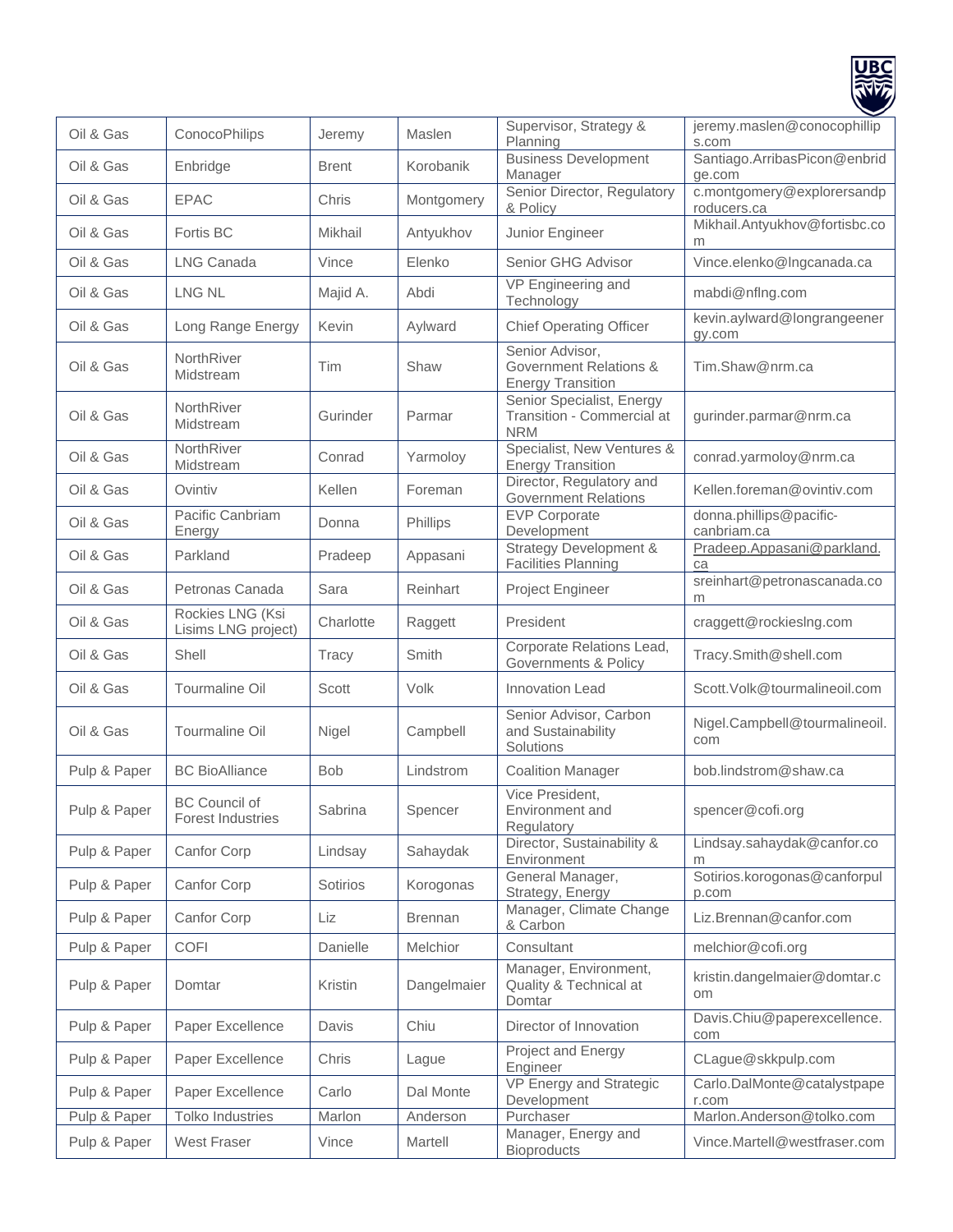| Oil & Gas | ConocoPhilips | Jeremy | Maslen | Supervisor, Strategy & Planning | jeremy.maslen@conocophillips.com |
|---|---|---|---|---|---|
| Oil & Gas | Enbridge | Brent | Korobanik | Business Development Manager | Santiago.ArribasPicon@enbridge.com |
| Oil & Gas | EPAC | Chris | Montgomery | Senior Director, Regulatory & Policy | c.montgomery@explorersandproducers.ca |
| Oil & Gas | Fortis BC | Mikhail | Antyukhov | Junior Engineer | Mikhail.Antyukhov@fortisbc.com |
| Oil & Gas | LNG Canada | Vince | Elenko | Senior GHG Advisor | Vince.elenko@lngcanada.ca |
| Oil & Gas | LNG NL | Majid A. | Abdi | VP Engineering and Technology | mabdi@nflng.com |
| Oil & Gas | Long Range Energy | Kevin | Aylward | Chief Operating Officer | kevin.aylward@longrangeenergy.com |
| Oil & Gas | NorthRiver Midstream | Tim | Shaw | Senior Advisor, Government Relations & Energy Transition | Tim.Shaw@nrm.ca |
| Oil & Gas | NorthRiver Midstream | Gurinder | Parmar | Senior Specialist, Energy Transition - Commercial at NRM | gurinder.parmar@nrm.ca |
| Oil & Gas | NorthRiver Midstream | Conrad | Yarmoloy | Specialist, New Ventures & Energy Transition | conrad.yarmoloy@nrm.ca |
| Oil & Gas | Ovintiv | Kellen | Foreman | Director, Regulatory and Government Relations | Kellen.foreman@ovintiv.com |
| Oil & Gas | Pacific Canbriam Energy | Donna | Phillips | EVP Corporate Development | donna.phillips@pacific-canbriam.ca |
| Oil & Gas | Parkland | Pradeep | Appasani | Strategy Development & Facilities Planning | Pradeep.Appasani@parkland.ca |
| Oil & Gas | Petronas Canada | Sara | Reinhart | Project Engineer | sreinhart@petronascanada.com |
| Oil & Gas | Rockies LNG (Ksi Lisims LNG project) | Charlotte | Raggett | President | craggett@rockieslng.com |
| Oil & Gas | Shell | Tracy | Smith | Corporate Relations Lead, Governments & Policy | Tracy.Smith@shell.com |
| Oil & Gas | Tourmaline Oil | Scott | Volk | Innovation Lead | Scott.Volk@tourmalineoil.com |
| Oil & Gas | Tourmaline Oil | Nigel | Campbell | Senior Advisor, Carbon and Sustainability Solutions | Nigel.Campbell@tourmalineoil.com |
| Pulp & Paper | BC BioAlliance | Bob | Lindstrom | Coalition Manager | bob.lindstrom@shaw.ca |
| Pulp & Paper | BC Council of Forest Industries | Sabrina | Spencer | Vice President, Environment and Regulatory | spencer@cofi.org |
| Pulp & Paper | Canfor Corp | Lindsay | Sahaydak | Director, Sustainability & Environment | Lindsay.sahaydak@canfor.com |
| Pulp & Paper | Canfor Corp | Sotirios | Korogonas | General Manager, Strategy, Energy | Sotirios.korogonas@canforpulp.com |
| Pulp & Paper | Canfor Corp | Liz | Brennan | Manager, Climate Change & Carbon | Liz.Brennan@canfor.com |
| Pulp & Paper | COFI | Danielle | Melchior | Consultant | melchior@cofi.org |
| Pulp & Paper | Domtar | Kristin | Dangelmaier | Manager, Environment, Quality & Technical at Domtar | kristin.dangelmaier@domtar.com |
| Pulp & Paper | Paper Excellence | Davis | Chiu | Director of Innovation | Davis.Chiu@paperexcellence.com |
| Pulp & Paper | Paper Excellence | Chris | Lague | Project and Energy Engineer | CLague@skkpulp.com |
| Pulp & Paper | Paper Excellence | Carlo | Dal Monte | VP Energy and Strategic Development | Carlo.DalMonte@catalystpaper.com |
| Pulp & Paper | Tolko Industries | Marlon | Anderson | Purchaser | Marlon.Anderson@tolko.com |
| Pulp & Paper | West Fraser | Vince | Martell | Manager, Energy and Bioproducts | Vince.Martell@westfraser.com |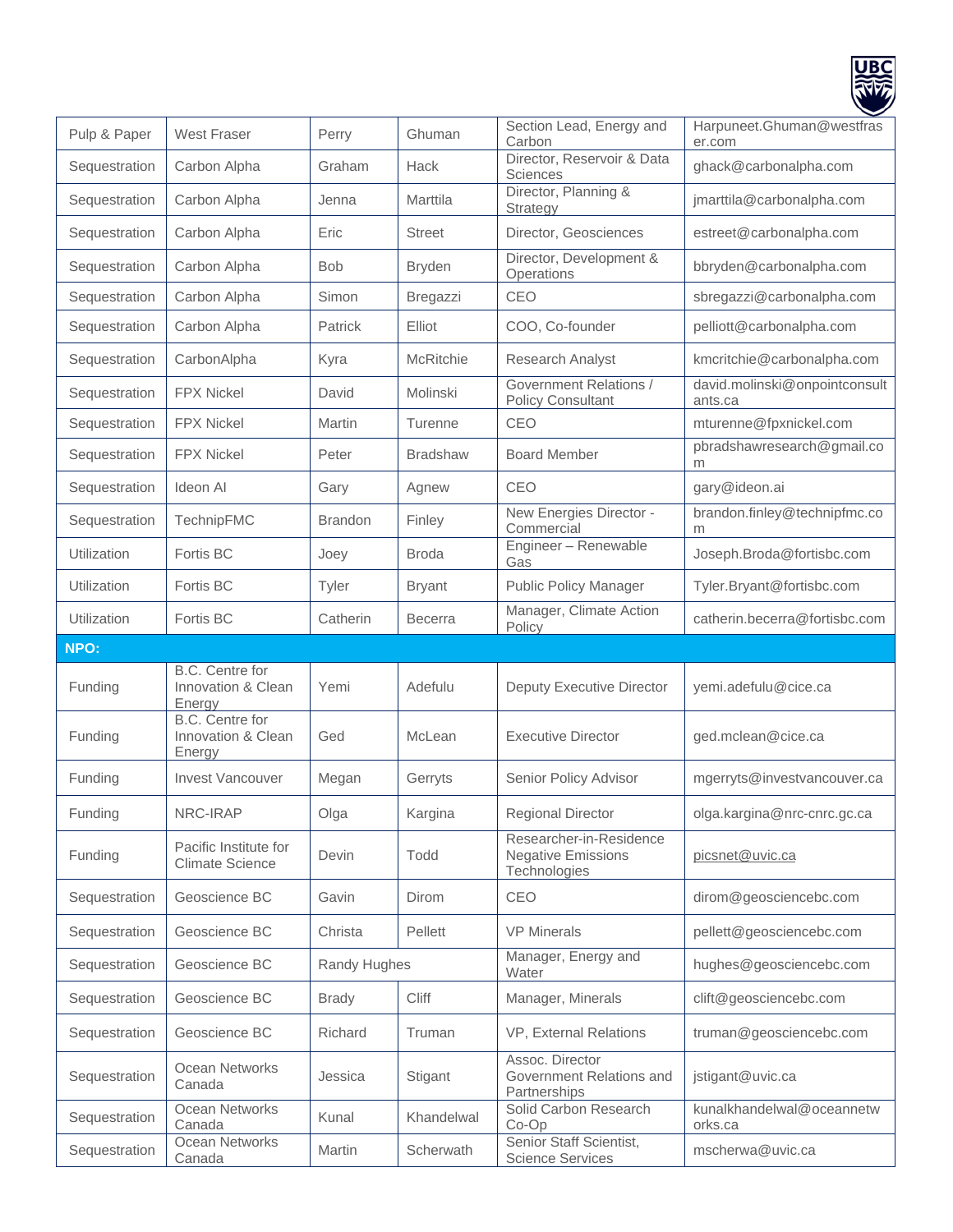| | | | | | |
|---|---|---|---|---|---|
| Pulp & Paper | West Fraser | Perry | Ghuman | Section Lead, Energy and Carbon | Harpuneet.Ghuman@westfraser.com |
| Sequestration | Carbon Alpha | Graham | Hack | Director, Reservoir & Data Sciences | ghack@carbonalpha.com |
| Sequestration | Carbon Alpha | Jenna | Marttila | Director, Planning & Strategy | jmarttila@carbonalpha.com |
| Sequestration | Carbon Alpha | Eric | Street | Director, Geosciences | estreet@carbonalpha.com |
| Sequestration | Carbon Alpha | Bob | Bryden | Director, Development & Operations | bbryden@carbonalpha.com |
| Sequestration | Carbon Alpha | Simon | Bregazzi | CEO | sbregazzi@carbonalpha.com |
| Sequestration | Carbon Alpha | Patrick | Elliot | COO, Co-founder | pelliott@carbonalpha.com |
| Sequestration | CarbonAlpha | Kyra | McRitchie | Research Analyst | kmcritchie@carbonalpha.com |
| Sequestration | FPX Nickel | David | Molinski | Government Relations / Policy Consultant | david.molinski@onpointconsultants.ca |
| Sequestration | FPX Nickel | Martin | Turenne | CEO | mturenne@fpxnickel.com |
| Sequestration | FPX Nickel | Peter | Bradshaw | Board Member | pbradshawresearch@gmail.com |
| Sequestration | Ideon AI | Gary | Agnew | CEO | gary@ideon.ai |
| Sequestration | TechnipFMC | Brandon | Finley | New Energies Director - Commercial | brandon.finley@technipfmc.com |
| Utilization | Fortis BC | Joey | Broda | Engineer – Renewable Gas | Joseph.Broda@fortisbc.com |
| Utilization | Fortis BC | Tyler | Bryant | Public Policy Manager | Tyler.Bryant@fortisbc.com |
| Utilization | Fortis BC | Catherin | Becerra | Manager, Climate Action Policy | catherin.becerra@fortisbc.com |
| **NPO:** | | | | | |
| Funding | B.C. Centre for Innovation & Clean Energy | Yemi | Adefulu | Deputy Executive Director | yemi.adefulu@cice.ca |
| Funding | B.C. Centre for Innovation & Clean Energy | Ged | McLean | Executive Director | ged.mclean@cice.ca |
| Funding | Invest Vancouver | Megan | Gerryts | Senior Policy Advisor | mgerryts@investvancouver.ca |
| Funding | NRC-IRAP | Olga | Kargina | Regional Director | olga.kargina@nrc-cnrc.gc.ca |
| Funding | Pacific Institute for Climate Science | Devin | Todd | Researcher-in-Residence Negative Emissions Technologies | picsnet@uvic.ca |
| Sequestration | Geoscience BC | Gavin | Dirom | CEO | dirom@geosciencebc.com |
| Sequestration | Geoscience BC | Christa | Pellett | VP Minerals | pellett@geosciencebc.com |
| Sequestration | Geoscience BC | Randy Hughes | | Manager, Energy and Water | hughes@geosciencebc.com |
| Sequestration | Geoscience BC | Brady | Cliff | Manager, Minerals | clift@geosciencebc.com |
| Sequestration | Geoscience BC | Richard | Truman | VP, External Relations | truman@geosciencebc.com |
| Sequestration | Ocean Networks Canada | Jessica | Stigant | Assoc. Director Government Relations and Partnerships | jstigant@uvic.ca |
| Sequestration | Ocean Networks Canada | Kunal | Khandelwal | Solid Carbon Research Co-Op | kunalkhandelwal@oceannetworks.ca |
| Sequestration | Ocean Networks Canada | Martin | Scherwath | Senior Staff Scientist, Science Services | mscherwa@uvic.ca |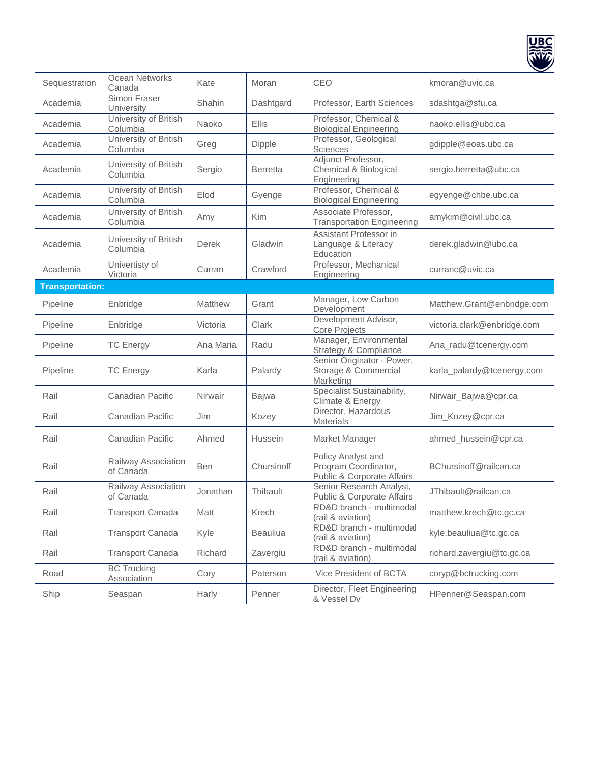| | | | | | |
|---|---|---|---|---|---|
| Sequestration | Ocean Networks Canada | Kate | Moran | CEO | kmoran@uvic.ca |
| Academia | Simon Fraser University | Shahin | Dashtgard | Professor, Earth Sciences | sdashtga@sfu.ca |
| Academia | University of British Columbia | Naoko | Ellis | Professor, Chemical & Biological Engineering | naoko.ellis@ubc.ca |
| Academia | University of British Columbia | Greg | Dipple | Professor, Geological Sciences | gdipple@eoas.ubc.ca |
| Academia | University of British Columbia | Sergio | Berretta | Adjunct Professor, Chemical & Biological Engineering | sergio.berretta@ubc.ca |
| Academia | University of British Columbia | Elod | Gyenge | Professor, Chemical & Biological Engineering | egyenge@chbe.ubc.ca |
| Academia | University of British Columbia | Amy | Kim | Associate Professor, Transportation Engineering | amykim@civil.ubc.ca |
| Academia | University of British Columbia | Derek | Gladwin | Assistant Professor in Language & Literacy Education | derek.gladwin@ubc.ca |
| Academia | Univertisty of Victoria | Curran | Crawford | Professor, Mechanical Engineering | curranc@uvic.ca |
| **Transportation:** | | | | | |
| Pipeline | Enbridge | Matthew | Grant | Manager, Low Carbon Development | Matthew.Grant@enbridge.com |
| Pipeline | Enbridge | Victoria | Clark | Development Advisor, Core Projects | victoria.clark@enbridge.com |
| Pipeline | TC Energy | Ana Maria | Radu | Manager, Environmental Strategy & Compliance | Ana_radu@tcenergy.com |
| Pipeline | TC Energy | Karla | Palardy | Senior Originator - Power, Storage & Commercial Marketing | karla_palardy@tcenergy.com |
| Rail | Canadian Pacific | Nirwair | Bajwa | Specialist Sustainability, Climate & Energy | Nirwair_Bajwa@cpr.ca |
| Rail | Canadian Pacific | Jim | Kozey | Director, Hazardous Materials | Jim_Kozey@cpr.ca |
| Rail | Canadian Pacific | Ahmed | Hussein | Market Manager | ahmed_hussein@cpr.ca |
| Rail | Railway Association of Canada | Ben | Chursinoff | Policy Analyst and Program Coordinator, Public & Corporate Affairs | BChursinoff@railcan.ca |
| Rail | Railway Association of Canada | Jonathan | Thibault | Senior Research Analyst, Public & Corporate Affairs | JThibault@railcan.ca |
| Rail | Transport Canada | Matt | Krech | RD&D branch - multimodal (rail & aviation) | matthew.krech@tc.gc.ca |
| Rail | Transport Canada | Kyle | Beauliua | RD&D branch - multimodal (rail & aviation) | kyle.beauliua@tc.gc.ca |
| Rail | Transport Canada | Richard | Zavergiu | RD&D branch - multimodal (rail & aviation) | richard.zavergiu@tc.gc.ca |
| Road | BC Trucking Association | Cory | Paterson | Vice President of BCTA | coryp@bctrucking.com |
| Ship | Seaspan | Harly | Penner | Director, Fleet Engineering & Vessel Dv | HPenner@Seaspan.com |